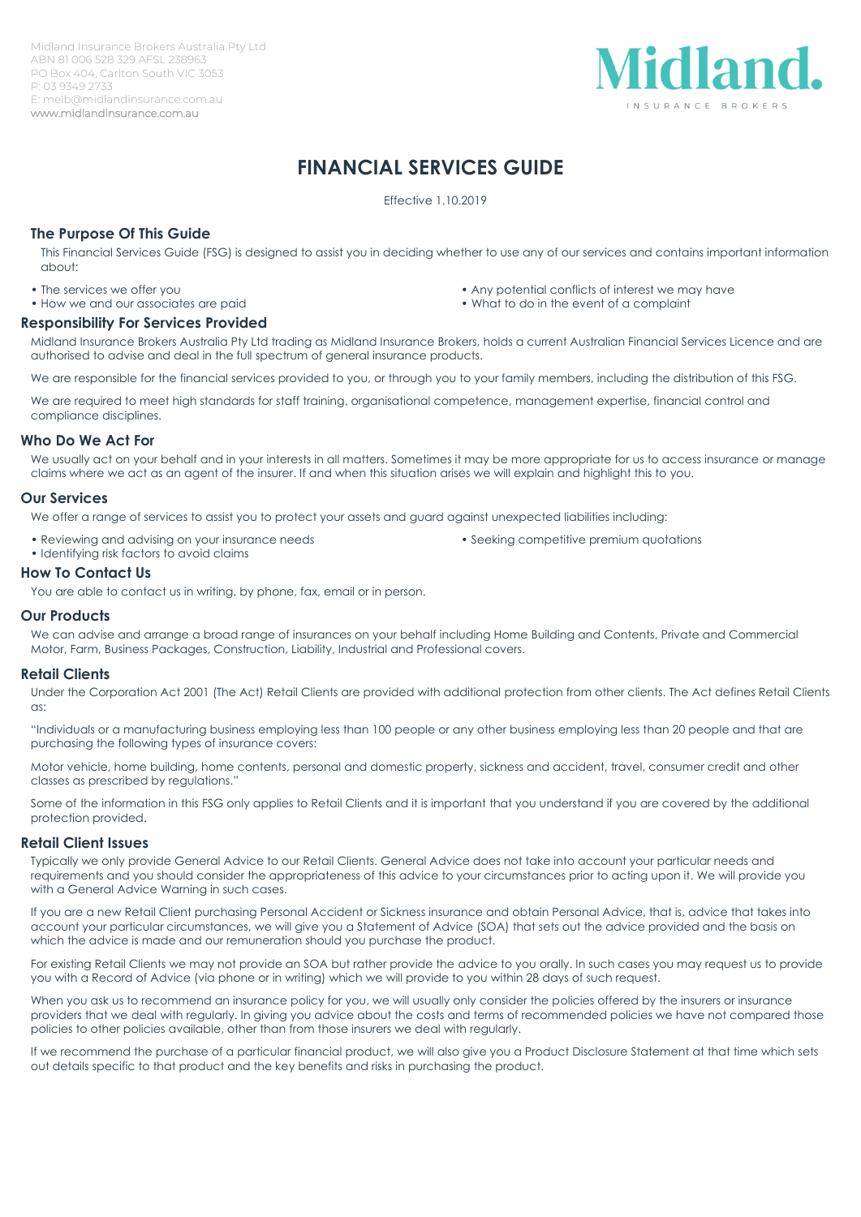Midland Insurance Brokers Australia Pty Ltd
ABN 81 006 528 329 AFSL 238963
PO Box 404, Carlton South VIC 3053
P: 03 9349 2733
E: melb@midlandinsurance.com.au
www.midlandinsurance.com.au

Midland.
INSURANCE BROKERS

# FINANCIAL SERVICES GUIDE

Effective 1.10.2019

## The Purpose Of This Guide

This Financial Services Guide (FSG) is designed to assist you in deciding whether to use any of our services and contains important information about:

- The services we offer you
- How we and our associates are paid
- Any potential conflicts of interest we may have
- What to do in the event of a complaint

## Responsibility For Services Provided

Midland Insurance Brokers Australia Pty Ltd trading as Midland Insurance Brokers, holds a current Australian Financial Services Licence and are authorised to advise and deal in the full spectrum of general insurance products.

We are responsible for the financial services provided to you, or through you to your family members, including the distribution of this FSG.

We are required to meet high standards for staff training, organisational competence, management expertise, financial control and compliance disciplines.

## Who Do We Act For

We usually act on your behalf and in your interests in all matters. Sometimes it may be more appropriate for us to access insurance or manage claims where we act as an agent of the insurer. If and when this situation arises we will explain and highlight this to you.

## Our Services

We offer a range of services to assist you to protect your assets and guard against unexpected liabilities including:

- Reviewing and advising on your insurance needs
- Identifying risk factors to avoid claims
- Seeking competitive premium quotations

## How To Contact Us

You are able to contact us in writing, by phone, fax, email or in person.

## Our Products

We can advise and arrange a broad range of insurances on your behalf including Home Building and Contents, Private and Commercial Motor, Farm, Business Packages, Construction, Liability, Industrial and Professional covers.

## Retail Clients

Under the Corporation Act 2001 (The Act) Retail Clients are provided with additional protection from other clients. The Act defines Retail Clients as:

"Individuals or a manufacturing business employing less than 100 people or any other business employing less than 20 people and that are purchasing the following types of insurance covers:

Motor vehicle, home building, home contents, personal and domestic property, sickness and accident, travel, consumer credit and other classes as prescribed by regulations."

Some of the information in this FSG only applies to Retail Clients and it is important that you understand if you are covered by the additional protection provided.

## Retail Client Issues

Typically we only provide General Advice to our Retail Clients. General Advice does not take into account your particular needs and requirements and you should consider the appropriateness of this advice to your circumstances prior to acting upon it. We will provide you with a General Advice Warning in such cases.

If you are a new Retail Client purchasing Personal Accident or Sickness insurance and obtain Personal Advice, that is, advice that takes into account your particular circumstances, we will give you a Statement of Advice (SOA) that sets out the advice provided and the basis on which the advice is made and our remuneration should you purchase the product.

For existing Retail Clients we may not provide an SOA but rather provide the advice to you orally. In such cases you may request us to provide you with a Record of Advice (via phone or in writing) which we will provide to you within 28 days of such request.

When you ask us to recommend an insurance policy for you, we will usually only consider the policies offered by the insurers or insurance providers that we deal with regularly. In giving you advice about the costs and terms of recommended policies we have not compared those policies to other policies available, other than from those insurers we deal with regularly.

If we recommend the purchase of a particular financial product, we will also give you a Product Disclosure Statement at that time which sets out details specific to that product and the key benefits and risks in purchasing the product.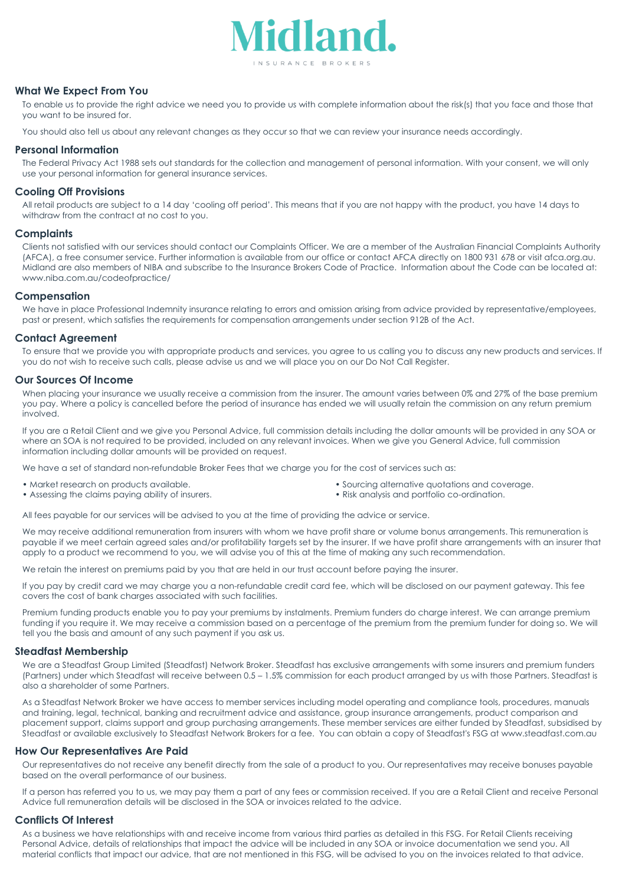# Midland.

INSURANCE BROKERS

## What We Expect From You

To enable us to provide the right advice we need you to provide us with complete information about the risk(s) that you face and those that you want to be insured for.

You should also tell us about any relevant changes as they occur so that we can review your insurance needs accordingly.

## Personal Information

The Federal Privacy Act 1988 sets out standards for the collection and management of personal information. With your consent, we will only use your personal information for general insurance services.

## Cooling Off Provisions

All retail products are subject to a 14 day 'cooling off period'. This means that if you are not happy with the product, you have 14 days to withdraw from the contract at no cost to you.

## Complaints

Clients not satisfied with our services should contact our Complaints Officer. We are a member of the Australian Financial Complaints Authority (AFCA), a free consumer service. Further information is available from our office or contact AFCA directly on 1800 931 678 or visit afca.org.au. Midland are also members of NIBA and subscribe to the Insurance Brokers Code of Practice. Information about the Code can be located at: www.niba.com.au/codeofpractice/

## Compensation

We have in place Professional Indemnity insurance relating to errors and omission arising from advice provided by representative/employees, past or present, which satisfies the requirements for compensation arrangements under section 912B of the Act.

## Contact Agreement

To ensure that we provide you with appropriate products and services, you agree to us calling you to discuss any new products and services. If you do not wish to receive such calls, please advise us and we will place you on our Do Not Call Register.

## Our Sources Of Income

When placing your insurance we usually receive a commission from the insurer. The amount varies between 0% and 27% of the base premium you pay. Where a policy is cancelled before the period of insurance has ended we will usually retain the commission on any return premium involved.

If you are a Retail Client and we give you Personal Advice, full commission details including the dollar amounts will be provided in any SOA or where an SOA is not required to be provided, included on any relevant invoices. When we give you General Advice, full commission information including dollar amounts will be provided on request.

We have a set of standard non-refundable Broker Fees that we charge you for the cost of services such as:

- Market research on products available.
- Assessing the claims paying ability of insurers.
- Sourcing alternative quotations and coverage.
- Risk analysis and portfolio co-ordination.

All fees payable for our services will be advised to you at the time of providing the advice or service.

We may receive additional remuneration from insurers with whom we have profit share or volume bonus arrangements. This remuneration is payable if we meet certain agreed sales and/or profitability targets set by the insurer. If we have profit share arrangements with an insurer that apply to a product we recommend to you, we will advise you of this at the time of making any such recommendation.

We retain the interest on premiums paid by you that are held in our trust account before paying the insurer.

If you pay by credit card we may charge you a non-refundable credit card fee, which will be disclosed on our payment gateway. This fee covers the cost of bank charges associated with such facilities.

Premium funding products enable you to pay your premiums by instalments. Premium funders do charge interest. We can arrange premium funding if you require it. We may receive a commission based on a percentage of the premium from the premium funder for doing so. We will tell you the basis and amount of any such payment if you ask us.

## Steadfast Membership

We are a Steadfast Group Limited (Steadfast) Network Broker. Steadfast has exclusive arrangements with some insurers and premium funders (Partners) under which Steadfast will receive between 0.5 – 1.5% commission for each product arranged by us with those Partners. Steadfast is also a shareholder of some Partners.

As a Steadfast Network Broker we have access to member services including model operating and compliance tools, procedures, manuals and training, legal, technical, banking and recruitment advice and assistance, group insurance arrangements, product comparison and placement support, claims support and group purchasing arrangements. These member services are either funded by Steadfast, subsidised by Steadfast or available exclusively to Steadfast Network Brokers for a fee. You can obtain a copy of Steadfast's FSG at www.steadfast.com.au

## How Our Representatives Are Paid

Our representatives do not receive any benefit directly from the sale of a product to you. Our representatives may receive bonuses payable based on the overall performance of our business.

If a person has referred you to us, we may pay them a part of any fees or commission received. If you are a Retail Client and receive Personal Advice full remuneration details will be disclosed in the SOA or invoices related to the advice.

## Conflicts Of Interest

As a business we have relationships with and receive income from various third parties as detailed in this FSG. For Retail Clients receiving Personal Advice, details of relationships that impact the advice will be included in any SOA or invoice documentation we send you. All material conflicts that impact our advice, that are not mentioned in this FSG, will be advised to you on the invoices related to that advice.